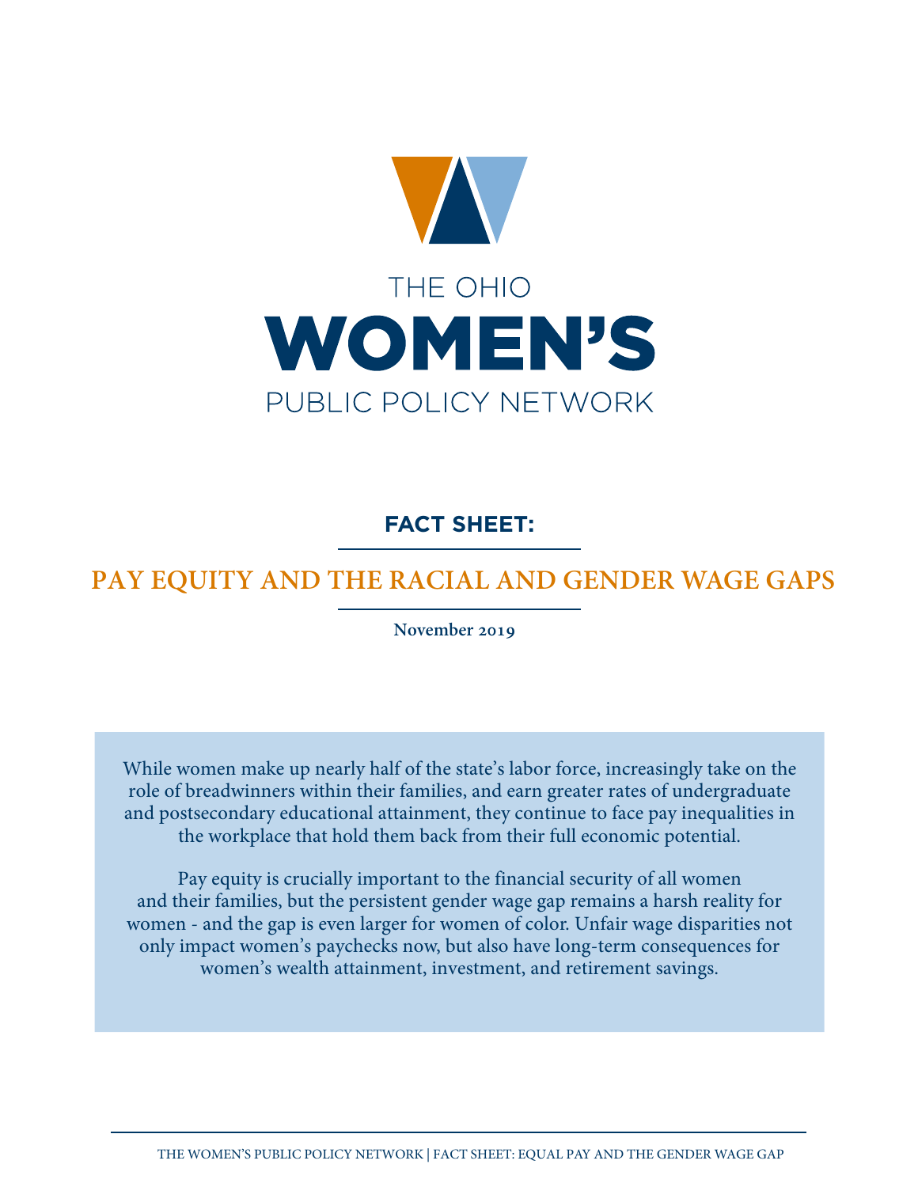THE OHIO

# WOMEN'S

PUBLIC POLICY NETWORK

## FACT SHEET:

# PAY EQUITY AND THE RACIAL AND GENDER WAGE GAPS

**November 2019**

While women make up nearly half of the state's labor force, increasingly take on the role of breadwinners within their families, and earn greater rates of undergraduate and postsecondary educational attainment, they continue to face pay inequalities in the workplace that hold them back from their full economic potential.

Pay equity is crucially important to the financial security of all women and their families, but the persistent gender wage gap remains a harsh reality for women - and the gap is even larger for women of color. Unfair wage disparities not only impact women's paychecks now, but also have long-term consequences for women's wealth attainment, investment, and retirement savings.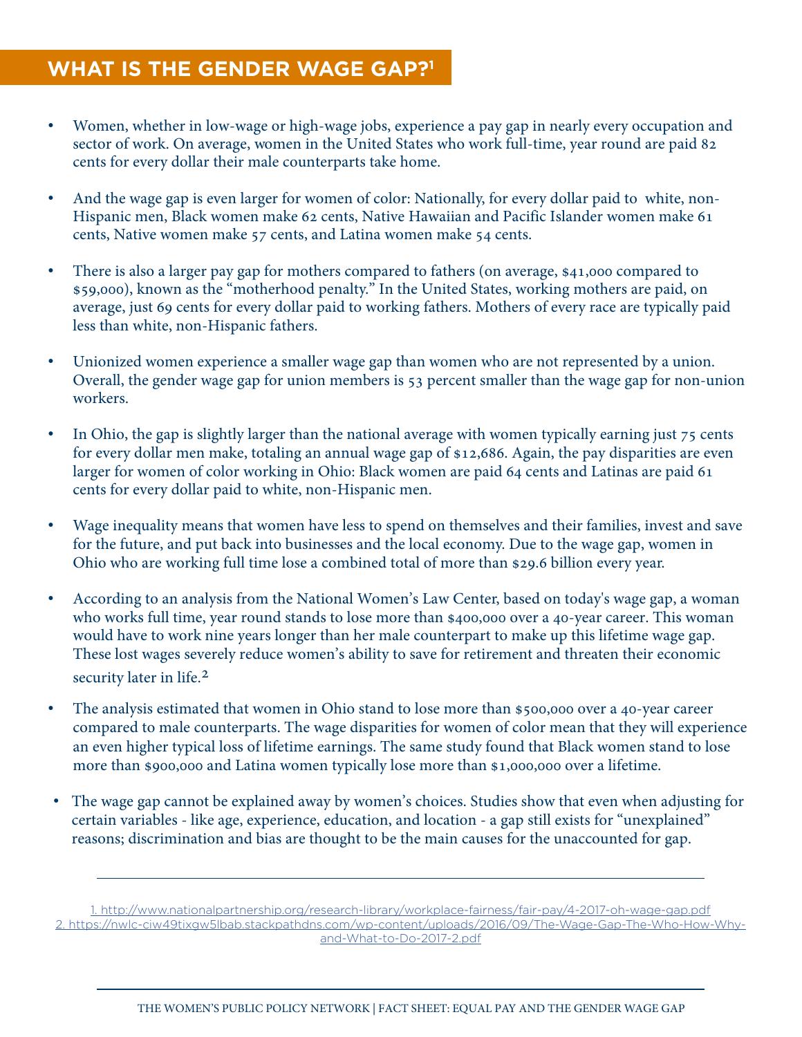## WHAT IS THE GENDER WAGE GAP?[1]

- Women, whether in low-wage or high-wage jobs, experience a pay gap in nearly every occupation and sector of work. On average, women in the United States who work full-time, year round are paid 82 cents for every dollar their male counterparts take home.
- And the wage gap is even larger for women of color: Nationally, for every dollar paid to white, non-Hispanic men, Black women make 62 cents, Native Hawaiian and Pacific Islander women make 61 cents, Native women make 57 cents, and Latina women make 54 cents.
- There is also a larger pay gap for mothers compared to fathers (on average, $41,000 compared to $59,000), known as the "motherhood penalty." In the United States, working mothers are paid, on average, just 69 cents for every dollar paid to working fathers. Mothers of every race are typically paid less than white, non-Hispanic fathers.
- Unionized women experience a smaller wage gap than women who are not represented by a union. Overall, the gender wage gap for union members is 53 percent smaller than the wage gap for non-union workers.
- In Ohio, the gap is slightly larger than the national average with women typically earning just 75 cents for every dollar men make, totaling an annual wage gap of $12,686. Again, the pay disparities are even larger for women of color working in Ohio: Black women are paid 64 cents and Latinas are paid 61 cents for every dollar paid to white, non-Hispanic men.
- Wage inequality means that women have less to spend on themselves and their families, invest and save for the future, and put back into businesses and the local economy. Due to the wage gap, women in Ohio who are working full time lose a combined total of more than $29.6 billion every year.
- According to an analysis from the National Women's Law Center, based on today's wage gap, a woman who works full time, year round stands to lose more than $400,000 over a 40-year career. This woman would have to work nine years longer than her male counterpart to make up this lifetime wage gap. These lost wages severely reduce women's ability to save for retirement and threaten their economic security later in life.[2]
- The analysis estimated that women in Ohio stand to lose more than $500,000 over a 40-year career compared to male counterparts. The wage disparities for women of color mean that they will experience an even higher typical loss of lifetime earnings. The same study found that Black women stand to lose more than $900,000 and Latina women typically lose more than $1,000,000 over a lifetime.
- The wage gap cannot be explained away by women's choices. Studies show that even when adjusting for certain variables - like age, experience, education, and location - a gap still exists for "unexplained" reasons; discrimination and bias are thought to be the main causes for the unaccounted for gap.

---

1. http://www.nationalpartnership.org/research-library/workplace-fairness/fair-pay/4-2017-oh-wage-gap.pdf
2. https://nwlc-ciw49tixgw5lbab.stackpathdns.com/wp-content/uploads/2016/09/The-Wage-Gap-The-Who-How-Why-and-What-to-Do-2017-2.pdf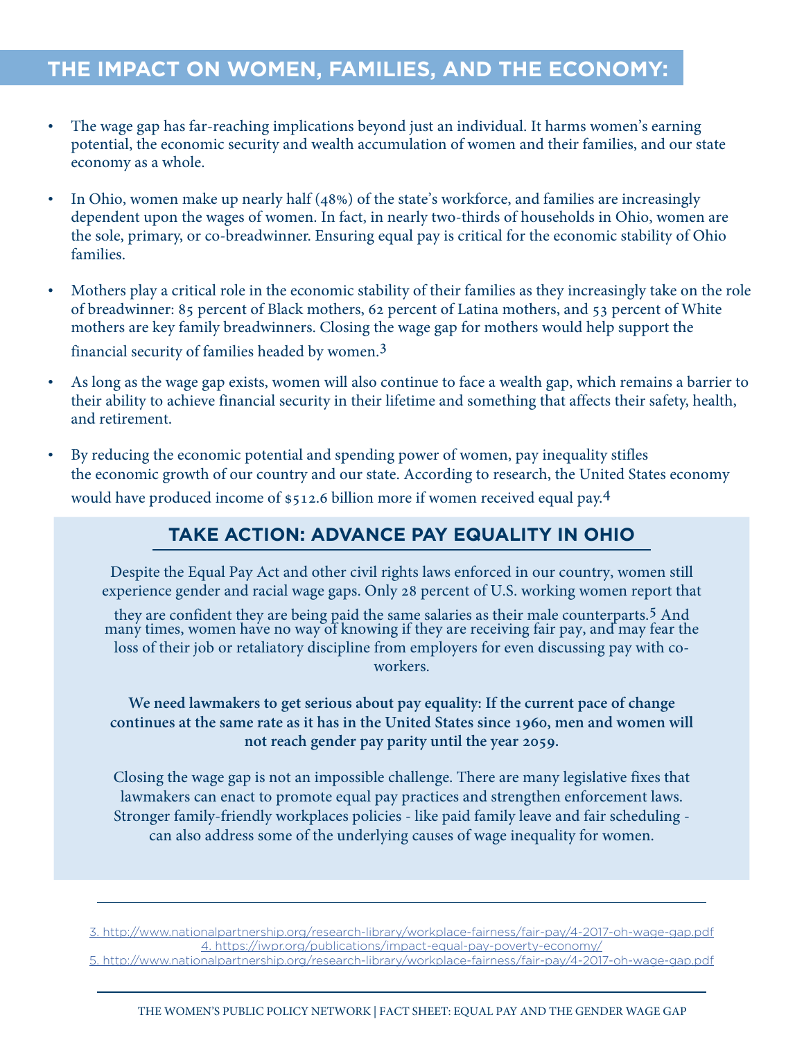## THE IMPACT ON WOMEN, FAMILIES, AND THE ECONOMY:

- The wage gap has far-reaching implications beyond just an individual. It harms women's earning potential, the economic security and wealth accumulation of women and their families, and our state economy as a whole.
- In Ohio, women make up nearly half (48%) of the state's workforce, and families are increasingly dependent upon the wages of women. In fact, in nearly two-thirds of households in Ohio, women are the sole, primary, or co-breadwinner. Ensuring equal pay is critical for the economic stability of Ohio families.
- Mothers play a critical role in the economic stability of their families as they increasingly take on the role of breadwinner: 85 percent of Black mothers, 62 percent of Latina mothers, and 53 percent of White mothers are key family breadwinners. Closing the wage gap for mothers would help support the financial security of families headed by women.[3]
- As long as the wage gap exists, women will also continue to face a wealth gap, which remains a barrier to their ability to achieve financial security in their lifetime and something that affects their safety, health, and retirement.
- By reducing the economic potential and spending power of women, pay inequality stifles the economic growth of our country and our state. According to research, the United States economy would have produced income of $512.6 billion more if women received equal pay.[4]

### TAKE ACTION: ADVANCE PAY EQUALITY IN OHIO

Despite the Equal Pay Act and other civil rights laws enforced in our country, women still experience gender and racial wage gaps. Only 28 percent of U.S. working women report that they are confident they are being paid the same salaries as their male counterparts.[5] And many times, women have no way of knowing if they are receiving fair pay, and may fear the loss of their job or retaliatory discipline from employers for even discussing pay with co-workers.

**We need lawmakers to get serious about pay equality: If the current pace of change continues at the same rate as it has in the United States since 1960, men and women will not reach gender pay parity until the year 2059.**

Closing the wage gap is not an impossible challenge. There are many legislative fixes that lawmakers can enact to promote equal pay practices and strengthen enforcement laws. Stronger family-friendly workplaces policies - like paid family leave and fair scheduling - can also address some of the underlying causes of wage inequality for women.

---

3. http://www.nationalpartnership.org/research-library/workplace-fairness/fair-pay/4-2017-oh-wage-gap.pdf
4. https://iwpr.org/publications/impact-equal-pay-poverty-economy/
5. http://www.nationalpartnership.org/research-library/workplace-fairness/fair-pay/4-2017-oh-wage-gap.pdf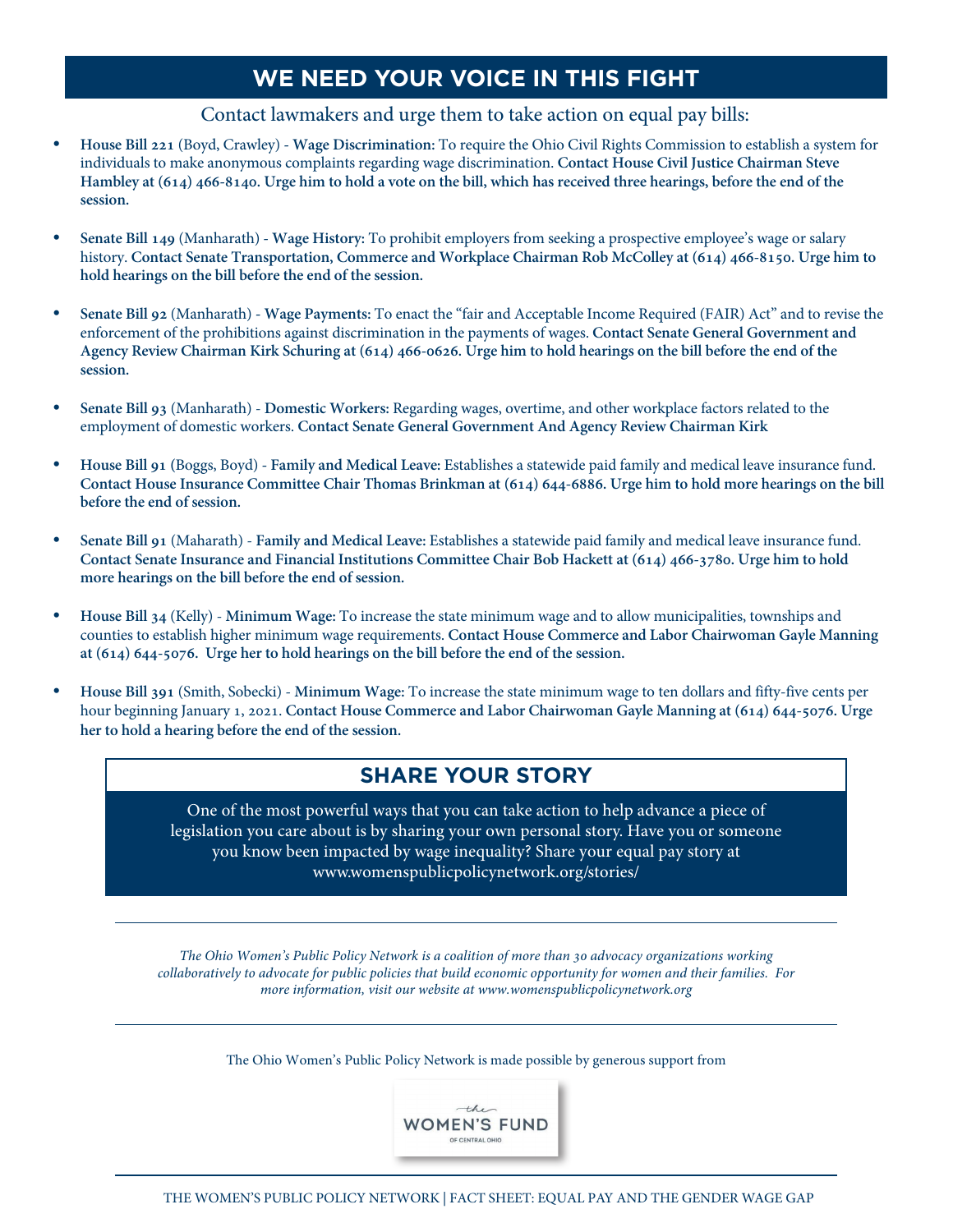## WE NEED YOUR VOICE IN THIS FIGHT

Contact lawmakers and urge them to take action on equal pay bills:

- **House Bill 221** (Boyd, Crawley) - **Wage Discrimination:** To require the Ohio Civil Rights Commission to establish a system for individuals to make anonymous complaints regarding wage discrimination. **Contact House Civil Justice Chairman Steve Hambley at (614) 466-8140. Urge him to hold a vote on the bill, which has received three hearings, before the end of the session.**

- **Senate Bill 149** (Manharath) - **Wage History:** To prohibit employers from seeking a prospective employee's wage or salary history. **Contact Senate Transportation, Commerce and Workplace Chairman Rob McColley at (614) 466-8150. Urge him to hold hearings on the bill before the end of the session.**

- **Senate Bill 92** (Manharath) - **Wage Payments:** To enact the "fair and Acceptable Income Required (FAIR) Act" and to revise the enforcement of the prohibitions against discrimination in the payments of wages. **Contact Senate General Government and Agency Review Chairman Kirk Schuring at (614) 466-0626. Urge him to hold hearings on the bill before the end of the session.**

- **Senate Bill 93** (Manharath) - **Domestic Workers:** Regarding wages, overtime, and other workplace factors related to the employment of domestic workers. **Contact Senate General Government And Agency Review Chairman Kirk**

- **House Bill 91** (Boggs, Boyd) - **Family and Medical Leave:** Establishes a statewide paid family and medical leave insurance fund. **Contact House Insurance Committee Chair Thomas Brinkman at (614) 644-6886. Urge him to hold more hearings on the bill before the end of session.**

- **Senate Bill 91** (Maharath) - **Family and Medical Leave:** Establishes a statewide paid family and medical leave insurance fund. **Contact Senate Insurance and Financial Institutions Committee Chair Bob Hackett at (614) 466-3780. Urge him to hold more hearings on the bill before the end of session.**

- **House Bill 34** (Kelly) - **Minimum Wage:** To increase the state minimum wage and to allow municipalities, townships and counties to establish higher minimum wage requirements. **Contact House Commerce and Labor Chairwoman Gayle Manning at (614) 644-5076. Urge her to hold hearings on the bill before the end of the session.**

- **House Bill 391** (Smith, Sobecki) - **Minimum Wage:** To increase the state minimum wage to ten dollars and fifty-five cents per hour beginning January 1, 2021. **Contact House Commerce and Labor Chairwoman Gayle Manning at (614) 644-5076. Urge her to hold a hearing before the end of the session.**

## SHARE YOUR STORY

One of the most powerful ways that you can take action to help advance a piece of legislation you care about is by sharing your own personal story. Have you or someone you know been impacted by wage inequality? Share your equal pay story at www.womenspublicpolicynetwork.org/stories/

*The Ohio Women's Public Policy Network is a coalition of more than 30 advocacy organizations working collaboratively to advocate for public policies that build economic opportunity for women and their families. For more information, visit our website at www.womenspublicpolicynetwork.org*

The Ohio Women's Public Policy Network is made possible by generous support from

the WOMEN'S FUND OF CENTRAL OHIO